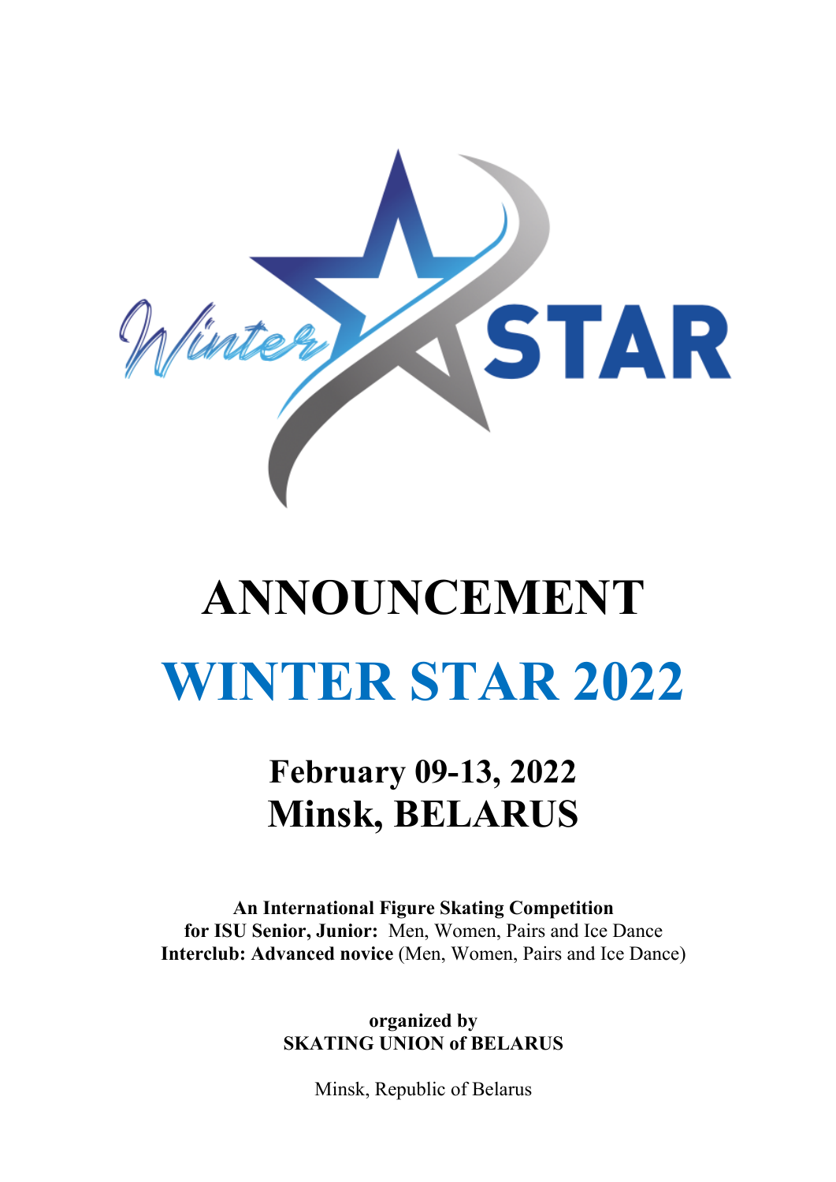# ANNOUNCEMENT

# WINTER STAR 2022

## February 09-13, 2022
## Minsk, BELARUS

**An International Figure Skating Competition**
**for ISU Senior, Junior:** Men, Women, Pairs and Ice Dance
**Interclub: Advanced novice** (Men, Women, Pairs and Ice Dance)

**organized by**
**SKATING UNION of BELARUS**

Minsk, Republic of Belarus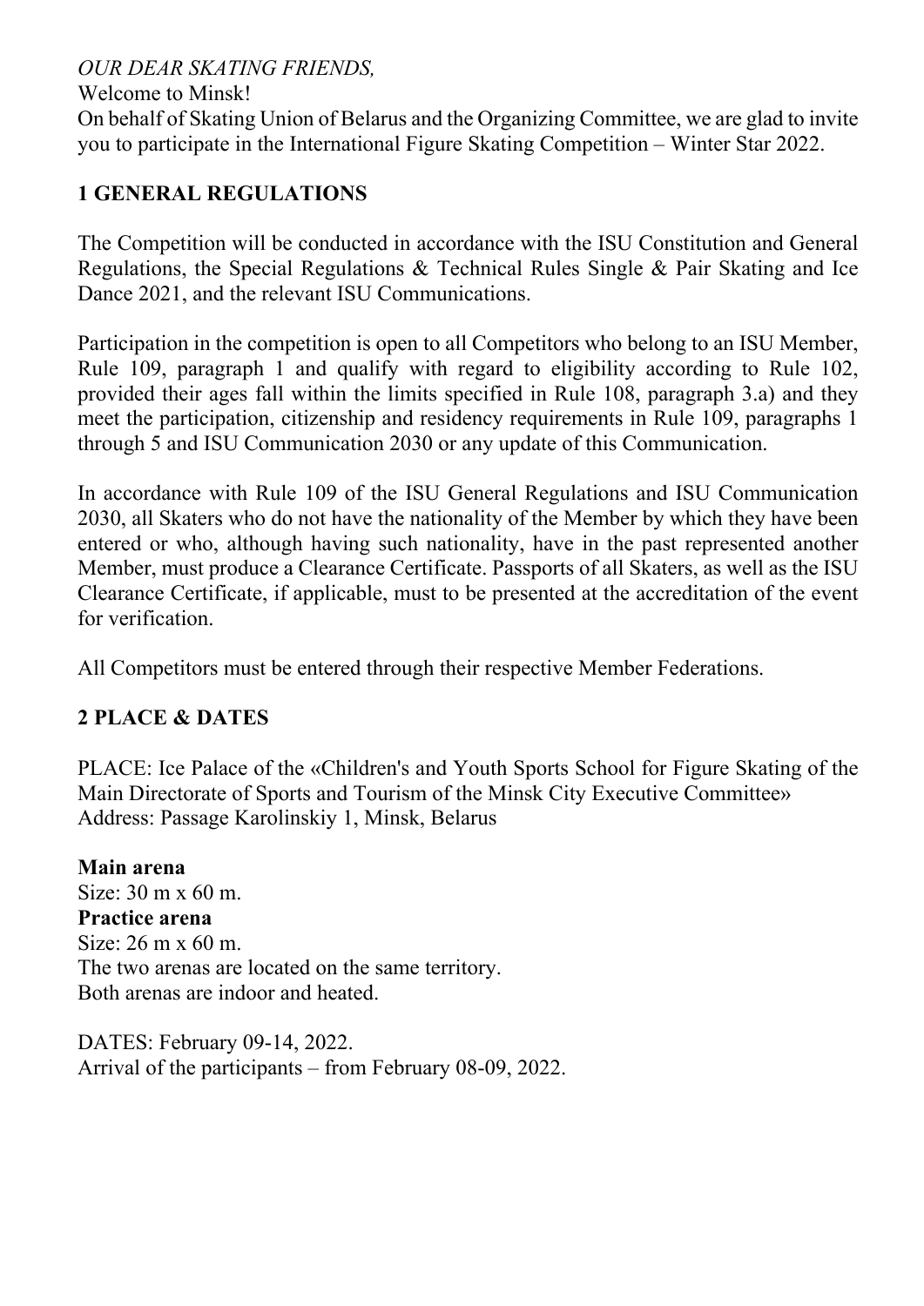*OUR DEAR SKATING FRIENDS,*

Welcome to Minsk!

On behalf of Skating Union of Belarus and the Organizing Committee, we are glad to invite you to participate in the International Figure Skating Competition – Winter Star 2022.

## 1 GENERAL REGULATIONS

The Competition will be conducted in accordance with the ISU Constitution and General Regulations, the Special Regulations & Technical Rules Single & Pair Skating and Ice Dance 2021, and the relevant ISU Communications.

Participation in the competition is open to all Competitors who belong to an ISU Member, Rule 109, paragraph 1 and qualify with regard to eligibility according to Rule 102, provided their ages fall within the limits specified in Rule 108, paragraph 3.a) and they meet the participation, citizenship and residency requirements in Rule 109, paragraphs 1 through 5 and ISU Communication 2030 or any update of this Communication.

In accordance with Rule 109 of the ISU General Regulations and ISU Communication 2030, all Skaters who do not have the nationality of the Member by which they have been entered or who, although having such nationality, have in the past represented another Member, must produce a Clearance Certificate. Passports of all Skaters, as well as the ISU Clearance Certificate, if applicable, must to be presented at the accreditation of the event for verification.

All Competitors must be entered through their respective Member Federations.

## 2 PLACE & DATES

PLACE: Ice Palace of the «Children's and Youth Sports School for Figure Skating of the Main Directorate of Sports and Tourism of the Minsk City Executive Committee»
Address: Passage Karolinskiy 1, Minsk, Belarus

**Main arena**
Size: 30 m x 60 m.
**Practice arena**
Size: 26 m x 60 m.
The two arenas are located on the same territory.
Both arenas are indoor and heated.

DATES: February 09-14, 2022.
Arrival of the participants – from February 08-09, 2022.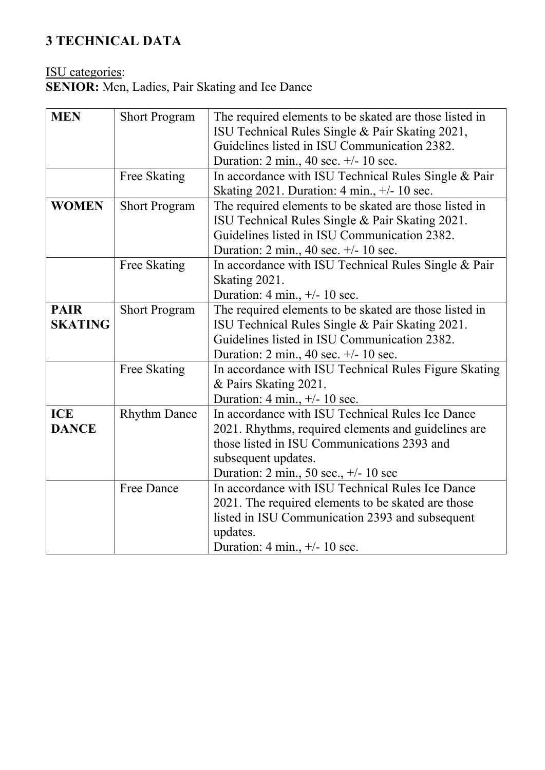# 3 TECHNICAL DATA

ISU categories:
**SENIOR:** Men, Ladies, Pair Skating and Ice Dance

| | | |
|---|---|---|
| **MEN** | Short Program | The required elements to be skated are those listed in ISU Technical Rules Single & Pair Skating 2021, Guidelines listed in ISU Communication 2382. Duration: 2 min., 40 sec. +/- 10 sec. |
| | Free Skating | In accordance with ISU Technical Rules Single & Pair Skating 2021. Duration: 4 min., +/- 10 sec. |
| **WOMEN** | Short Program | The required elements to be skated are those listed in ISU Technical Rules Single & Pair Skating 2021. Guidelines listed in ISU Communication 2382. Duration: 2 min., 40 sec. +/- 10 sec. |
| | Free Skating | In accordance with ISU Technical Rules Single & Pair Skating 2021. Duration: 4 min., +/- 10 sec. |
| **PAIR SKATING** | Short Program | The required elements to be skated are those listed in ISU Technical Rules Single & Pair Skating 2021. Guidelines listed in ISU Communication 2382. Duration: 2 min., 40 sec. +/- 10 sec. |
| | Free Skating | In accordance with ISU Technical Rules Figure Skating & Pairs Skating 2021. Duration: 4 min., +/- 10 sec. |
| **ICE DANCE** | Rhythm Dance | In accordance with ISU Technical Rules Ice Dance 2021. Rhythms, required elements and guidelines are those listed in ISU Communications 2393 and subsequent updates. Duration: 2 min., 50 sec., +/- 10 sec |
| | Free Dance | In accordance with ISU Technical Rules Ice Dance 2021. The required elements to be skated are those listed in ISU Communication 2393 and subsequent updates. Duration: 4 min., +/- 10 sec. |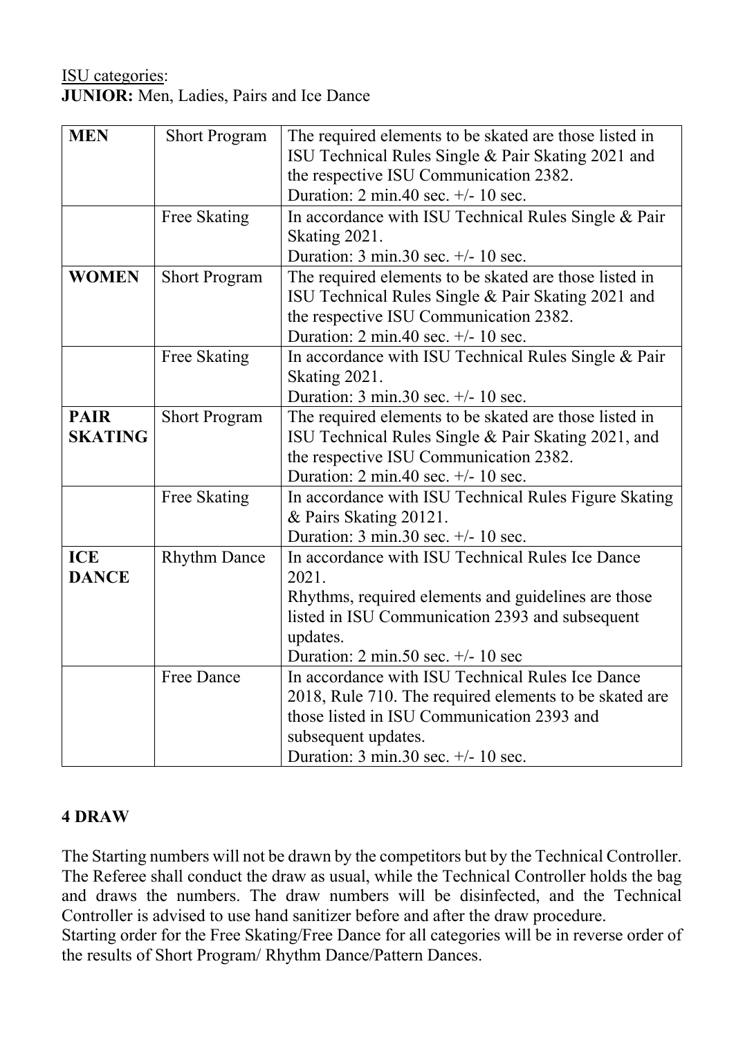<u>ISU categories</u>:

**JUNIOR:** Men, Ladies, Pairs and Ice Dance

| **MEN** | Short Program | The required elements to be skated are those listed in ISU Technical Rules Single & Pair Skating 2021 and the respective ISU Communication 2382. Duration: 2 min.40 sec. +/- 10 sec. |
|---|---|---|
| | Free Skating | In accordance with ISU Technical Rules Single & Pair Skating 2021. Duration: 3 min.30 sec. +/- 10 sec. |
| **WOMEN** | Short Program | The required elements to be skated are those listed in ISU Technical Rules Single & Pair Skating 2021 and the respective ISU Communication 2382. Duration: 2 min.40 sec. +/- 10 sec. |
| | Free Skating | In accordance with ISU Technical Rules Single & Pair Skating 2021. Duration: 3 min.30 sec. +/- 10 sec. |
| **PAIR SKATING** | Short Program | The required elements to be skated are those listed in ISU Technical Rules Single & Pair Skating 2021, and the respective ISU Communication 2382. Duration: 2 min.40 sec. +/- 10 sec. |
| | Free Skating | In accordance with ISU Technical Rules Figure Skating & Pairs Skating 20121. Duration: 3 min.30 sec. +/- 10 sec. |
| **ICE DANCE** | Rhythm Dance | In accordance with ISU Technical Rules Ice Dance 2021. Rhythms, required elements and guidelines are those listed in ISU Communication 2393 and subsequent updates. Duration: 2 min.50 sec. +/- 10 sec |
| | Free Dance | In accordance with ISU Technical Rules Ice Dance 2018, Rule 710. The required elements to be skated are those listed in ISU Communication 2393 and subsequent updates. Duration: 3 min.30 sec. +/- 10 sec. |

## 4 DRAW

The Starting numbers will not be drawn by the competitors but by the Technical Controller. The Referee shall conduct the draw as usual, while the Technical Controller holds the bag and draws the numbers. The draw numbers will be disinfected, and the Technical Controller is advised to use hand sanitizer before and after the draw procedure.

Starting order for the Free Skating/Free Dance for all categories will be in reverse order of the results of Short Program/ Rhythm Dance/Pattern Dances.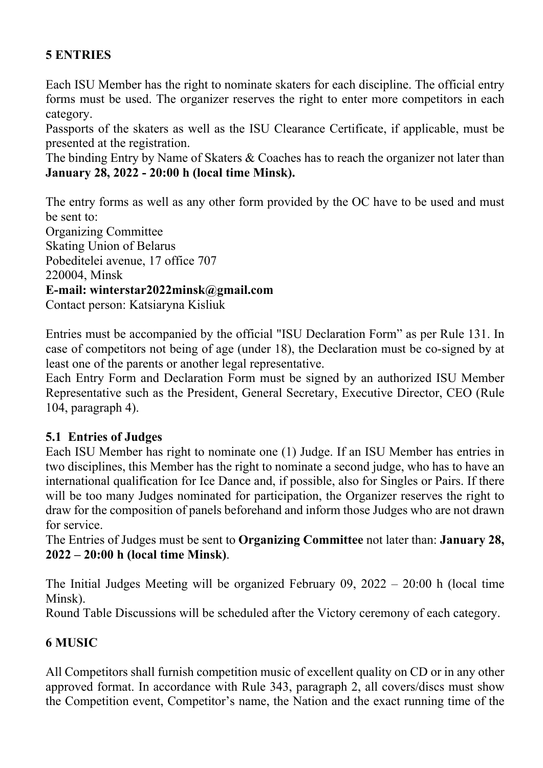## 5 ENTRIES

Each ISU Member has the right to nominate skaters for each discipline. The official entry forms must be used. The organizer reserves the right to enter more competitors in each category.
Passports of the skaters as well as the ISU Clearance Certificate, if applicable, must be presented at the registration.
The binding Entry by Name of Skaters & Coaches has to reach the organizer not later than **January 28, 2022 - 20:00 h (local time Minsk).**

The entry forms as well as any other form provided by the OC have to be used and must be sent to:
Organizing Committee
Skating Union of Belarus
Pobeditelei avenue, 17 office 707
220004, Minsk
**E-mail: winterstar2022minsk@gmail.com**
Contact person: Katsiaryna Kisliuk

Entries must be accompanied by the official "ISU Declaration Form" as per Rule 131. In case of competitors not being of age (under 18), the Declaration must be co-signed by at least one of the parents or another legal representative.
Each Entry Form and Declaration Form must be signed by an authorized ISU Member Representative such as the President, General Secretary, Executive Director, CEO (Rule 104, paragraph 4).

### 5.1 Entries of Judges

Each ISU Member has right to nominate one (1) Judge. If an ISU Member has entries in two disciplines, this Member has the right to nominate a second judge, who has to have an international qualification for Ice Dance and, if possible, also for Singles or Pairs. If there will be too many Judges nominated for participation, the Organizer reserves the right to draw for the composition of panels beforehand and inform those Judges who are not drawn for service.
The Entries of Judges must be sent to **Organizing Committee** not later than: **January 28, 2022 – 20:00 h (local time Minsk)**.

The Initial Judges Meeting will be organized February 09, 2022 – 20:00 h (local time Minsk).
Round Table Discussions will be scheduled after the Victory ceremony of each category.

## 6 MUSIC

All Competitors shall furnish competition music of excellent quality on CD or in any other approved format. In accordance with Rule 343, paragraph 2, all covers/discs must show the Competition event, Competitor's name, the Nation and the exact running time of the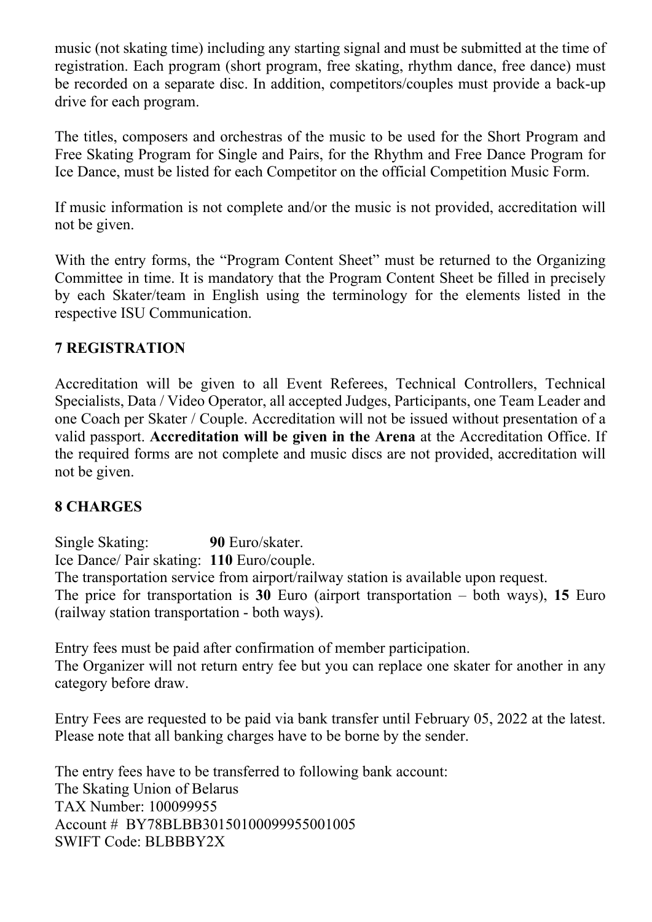music (not skating time) including any starting signal and must be submitted at the time of registration. Each program (short program, free skating, rhythm dance, free dance) must be recorded on a separate disc. In addition, competitors/couples must provide a back-up drive for each program.

The titles, composers and orchestras of the music to be used for the Short Program and Free Skating Program for Single and Pairs, for the Rhythm and Free Dance Program for Ice Dance, must be listed for each Competitor on the official Competition Music Form.

If music information is not complete and/or the music is not provided, accreditation will not be given.

With the entry forms, the "Program Content Sheet" must be returned to the Organizing Committee in time. It is mandatory that the Program Content Sheet be filled in precisely by each Skater/team in English using the terminology for the elements listed in the respective ISU Communication.

## 7 REGISTRATION

Accreditation will be given to all Event Referees, Technical Controllers, Technical Specialists, Data / Video Operator, all accepted Judges, Participants, one Team Leader and one Coach per Skater / Couple. Accreditation will not be issued without presentation of a valid passport. **Accreditation will be given in the Arena** at the Accreditation Office. If the required forms are not complete and music discs are not provided, accreditation will not be given.

## 8 CHARGES

Single Skating: **90** Euro/skater.
Ice Dance/ Pair skating: **110** Euro/couple.
The transportation service from airport/railway station is available upon request.
The price for transportation is **30** Euro (airport transportation – both ways), **15** Euro (railway station transportation - both ways).

Entry fees must be paid after confirmation of member participation.
The Organizer will not return entry fee but you can replace one skater for another in any category before draw.

Entry Fees are requested to be paid via bank transfer until February 05, 2022 at the latest. Please note that all banking charges have to be borne by the sender.

The entry fees have to be transferred to following bank account:
The Skating Union of Belarus
TAX Number: 100099955
Account # BY78BLBB30150100099955001005
SWIFT Code: BLBBBY2X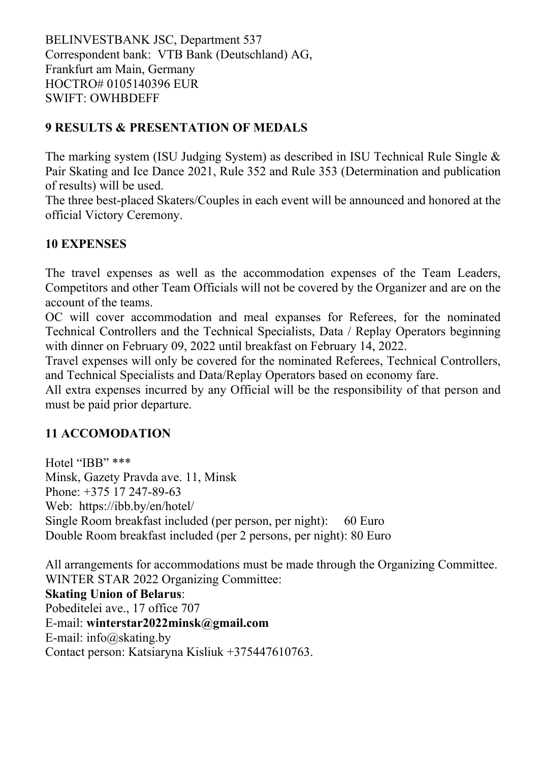BELINVESTBANK JSC, Department 537
Correspondent bank: VTB Bank (Deutschland) AG,
Frankfurt am Main, Germany
HOCTRO# 0105140396 EUR
SWIFT: OWHBDEFF

## 9 RESULTS & PRESENTATION OF MEDALS

The marking system (ISU Judging System) as described in ISU Technical Rule Single & Pair Skating and Ice Dance 2021, Rule 352 and Rule 353 (Determination and publication of results) will be used.
The three best-placed Skaters/Couples in each event will be announced and honored at the official Victory Ceremony.

## 10 EXPENSES

The travel expenses as well as the accommodation expenses of the Team Leaders, Competitors and other Team Officials will not be covered by the Organizer and are on the account of the teams.
OC will cover accommodation and meal expanses for Referees, for the nominated Technical Controllers and the Technical Specialists, Data / Replay Operators beginning with dinner on February 09, 2022 until breakfast on February 14, 2022.
Travel expenses will only be covered for the nominated Referees, Technical Controllers, and Technical Specialists and Data/Replay Operators based on economy fare.
All extra expenses incurred by any Official will be the responsibility of that person and must be paid prior departure.

## 11 ACCOMODATION

Hotel "IBB" ***
Minsk, Gazety Pravda ave. 11, Minsk
Phone: +375 17 247-89-63
Web: https://ibb.by/en/hotel/
Single Room breakfast included (per person, per night): 60 Euro
Double Room breakfast included (per 2 persons, per night): 80 Euro

All arrangements for accommodations must be made through the Organizing Committee.
WINTER STAR 2022 Organizing Committee:
**Skating Union of Belarus**:
Pobeditelei ave., 17 office 707
E-mail: **winterstar2022minsk@gmail.com**
E-mail: info@skating.by
Contact person: Katsiaryna Kisliuk +375447610763.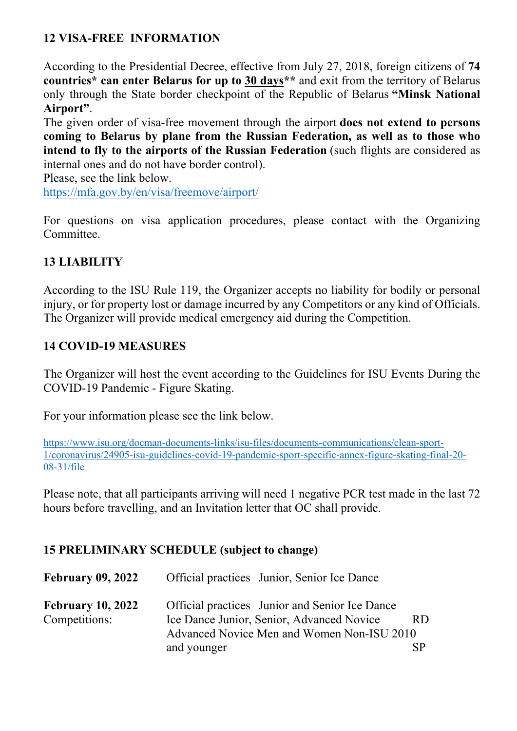## 12 VISA-FREE INFORMATION

According to the Presidential Decree, effective from July 27, 2018, foreign citizens of **74 countries* can enter Belarus for up to 30 days**** and exit from the territory of Belarus only through the State border checkpoint of the Republic of Belarus **"Minsk National Airport"**.

The given order of visa-free movement through the airport **does not extend to persons coming to Belarus by plane from the Russian Federation, as well as to those who intend to fly to the airports of the Russian Federation** (such flights are considered as internal ones and do not have border control).

Please, see the link below.

https://mfa.gov.by/en/visa/freemove/airport/

For questions on visa application procedures, please contact with the Organizing Committee.

## 13 LIABILITY

According to the ISU Rule 119, the Organizer accepts no liability for bodily or personal injury, or for property lost or damage incurred by any Competitors or any kind of Officials. The Organizer will provide medical emergency aid during the Competition.

## 14 COVID-19 MEASURES

The Organizer will host the event according to the Guidelines for ISU Events During the COVID-19 Pandemic - Figure Skating.

For your information please see the link below.

https://www.isu.org/docman-documents-links/isu-files/documents-communications/clean-sport-1/coronavirus/24905-isu-guidelines-covid-19-pandemic-sport-specific-annex-figure-skating-final-20-08-31/file

Please note, that all participants arriving will need 1 negative PCR test made in the last 72 hours before travelling, and an Invitation letter that OC shall provide.

## 15 PRELIMINARY SCHEDULE (subject to change)

| | | |
|---|---|---|
| **February 09, 2022** | Official practices Junior, Senior Ice Dance | |
| **February 10, 2022** | Official practices Junior and Senior Ice Dance | |
| Competitions: | Ice Dance Junior, Senior, Advanced Novice | RD |
| | Advanced Novice Men and Women Non-ISU 2010 and younger | SP |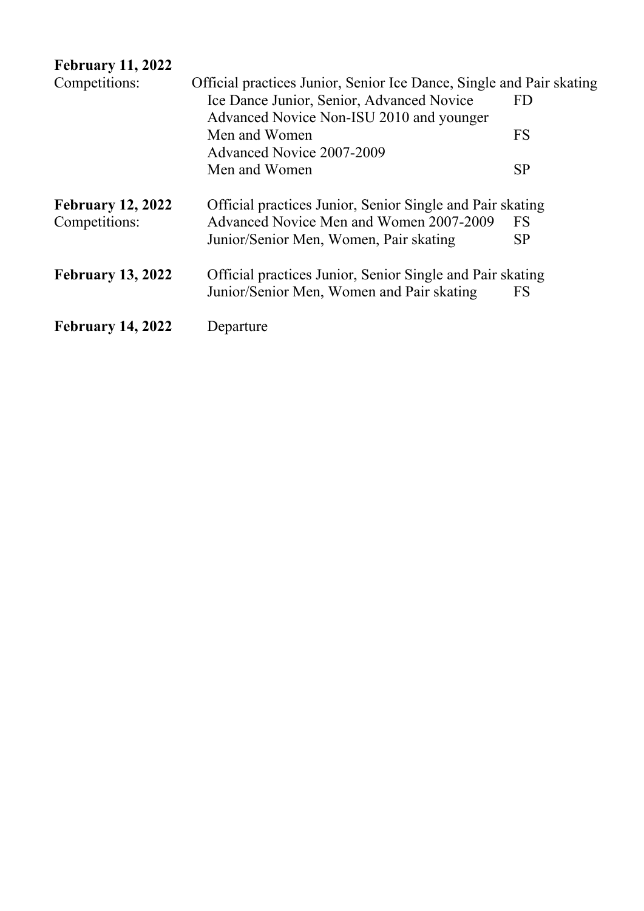**February 11, 2022**

Competitions: Official practices Junior, Senior Ice Dance, Single and Pair skating

| | | |
|---|---|---|
| | Ice Dance Junior, Senior, Advanced Novice | FD |
| | Advanced Novice Non-ISU 2010 and younger Men and Women | FS |
| | Advanced Novice 2007-2009 Men and Women | SP |
| **February 12, 2022** | Official practices Junior, Senior Single and Pair skating | |
| Competitions: | Advanced Novice Men and Women 2007-2009 | FS |
| | Junior/Senior Men, Women, Pair skating | SP |
| **February 13, 2022** | Official practices Junior, Senior Single and Pair skating | |
| | Junior/Senior Men, Women and Pair skating | FS |
| **February 14, 2022** | Departure | |